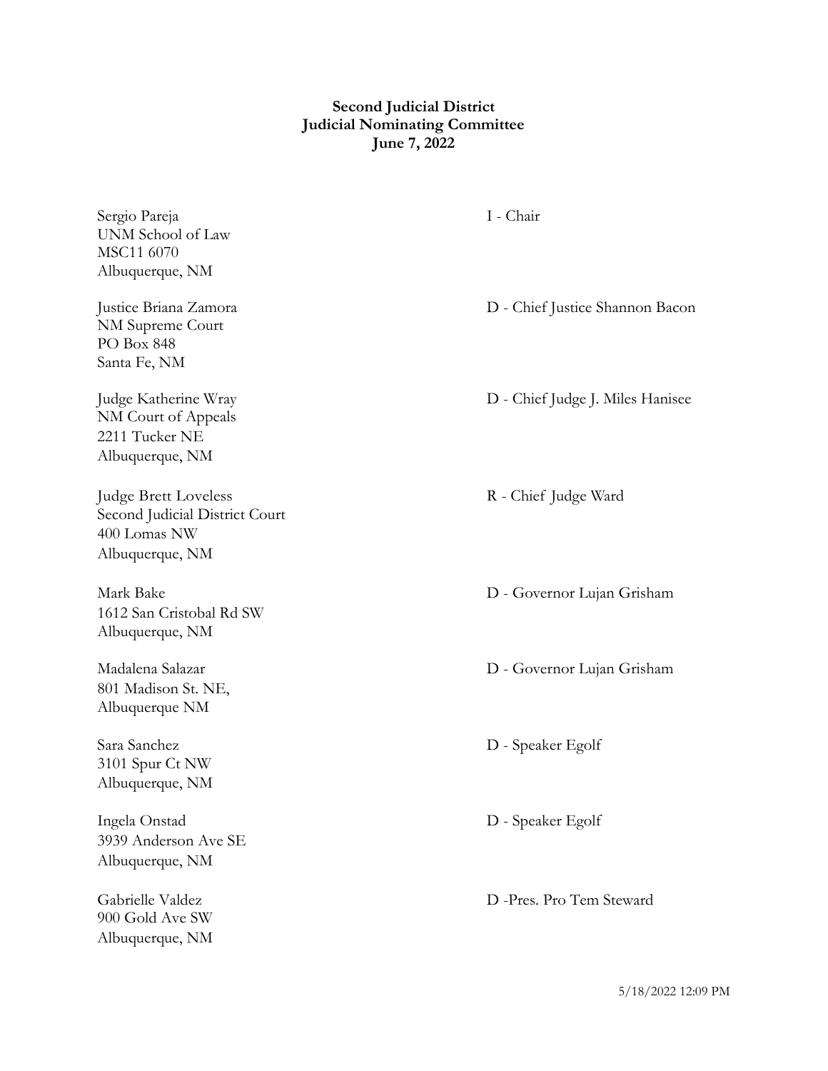**Second Judicial District**
**Judicial Nominating Committee**
**June 7, 2022**

| Member | Appointment |
| --- | --- |
| Sergio Pareja<br>UNM School of Law<br>MSC11 6070<br>Albuquerque, NM | I - Chair |
| Justice Briana Zamora<br>NM Supreme Court<br>PO Box 848<br>Santa Fe, NM | D - Chief Justice Shannon Bacon |
| Judge Katherine Wray<br>NM Court of Appeals<br>2211 Tucker NE<br>Albuquerque, NM | D - Chief Judge J. Miles Hanisee |
| Judge Brett Loveless<br>Second Judicial District Court<br>400 Lomas NW<br>Albuquerque, NM | R - Chief Judge Ward |
| Mark Bake<br>1612 San Cristobal Rd SW<br>Albuquerque, NM | D - Governor Lujan Grisham |
| Madalena Salazar<br>801 Madison St. NE,<br>Albuquerque NM | D - Governor Lujan Grisham |
| Sara Sanchez<br>3101 Spur Ct NW<br>Albuquerque, NM | D - Speaker Egolf |
| Ingela Onstad<br>3939 Anderson Ave SE<br>Albuquerque, NM | D - Speaker Egolf |
| Gabrielle Valdez<br>900 Gold Ave SW<br>Albuquerque, NM | D -Pres. Pro Tem Steward |

5/18/2022 12:09 PM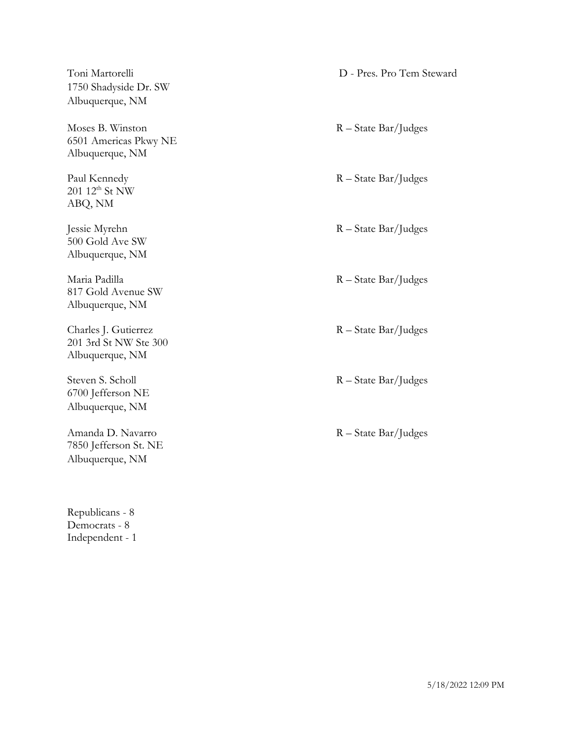Toni Martorelli
1750 Shadyside Dr. SW
Albuquerque, NM

D - Pres. Pro Tem Steward

Moses B. Winston
6501 Americas Pkwy NE
Albuquerque, NM

R – State Bar/Judges

Paul Kennedy
201 12th St NW
ABQ, NM

R – State Bar/Judges

Jessie Myrehn
500 Gold Ave SW
Albuquerque, NM

R – State Bar/Judges

Maria Padilla
817 Gold Avenue SW
Albuquerque, NM

R – State Bar/Judges

Charles J. Gutierrez
201 3rd St NW Ste 300
Albuquerque, NM

R – State Bar/Judges

Steven S. Scholl
6700 Jefferson NE
Albuquerque, NM

R – State Bar/Judges

Amanda D. Navarro
7850 Jefferson St. NE
Albuquerque, NM

R – State Bar/Judges

Republicans - 8
Democrats - 8
Independent - 1

5/18/2022 12:09 PM